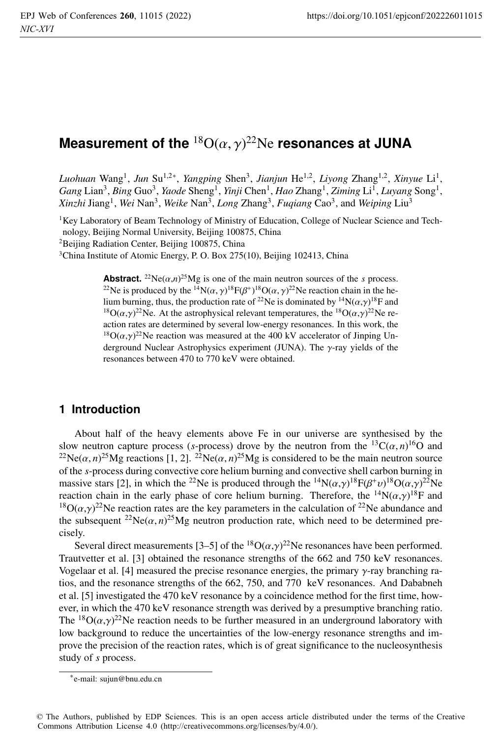# Measurement of the $^{18}O(\alpha,\gamma)^{22}Ne$ resonances at JUNA

*Luohuan* Wang[1], *Jun* Su[1,2,*], *Yangping* Shen[3], *Jianjun* He[1,2], *Liyong* Zhang[1,2], *Xinyue* Li[1], *Gang* Lian[3], *Bing* Guo[3], *Yaode* Sheng[1], *Yinji* Chen[1], *Hao* Zhang[1], *Ziming* Li[1], *Luyang* Song[1], *Xinzhi* Jiang[1], *Wei* Nan[3], *Weike* Nan[3], *Long* Zhang[3], *Fuqiang* Cao[3], and *Weiping* Liu[3]

[1]Key Laboratory of Beam Technology of Ministry of Education, College of Nuclear Science and Technology, Beijing Normal University, Beijing 100875, China

[2]Beijing Radiation Center, Beijing 100875, China

[3]China Institute of Atomic Energy, P. O. Box 275(10), Beijing 102413, China

**Abstract.** $^{22}Ne(\alpha,n)^{25}Mg$ is one of the main neutron sources of the *s* process. $^{22}Ne$ is produced by the $^{14}N(\alpha,\gamma)^{18}F(\beta^{+})^{18}O(\alpha,\gamma)^{22}Ne$ reaction chain in the helium burning, thus, the production rate of $^{22}Ne$ is dominated by $^{14}N(\alpha,\gamma)^{18}F$ and $^{18}O(\alpha,\gamma)^{22}Ne$. At the astrophysical relevant temperatures, the $^{18}O(\alpha,\gamma)^{22}Ne$ reaction rates are determined by several low-energy resonances. In this work, the $^{18}O(\alpha,\gamma)^{22}Ne$ reaction was measured at the 400 kV accelerator of Jinping Underground Nuclear Astrophysics experiment (JUNA). The $\gamma$-ray yields of the resonances between 470 to 770 keV were obtained.

## 1 Introduction

About half of the heavy elements above Fe in our universe are synthesised by the slow neutron capture process (*s*-process) drove by the neutron from the $^{13}C(\alpha,n)^{16}O$ and $^{22}Ne(\alpha,n)^{25}Mg$ reactions [1, 2]. $^{22}Ne(\alpha,n)^{25}Mg$ is considered to be the main neutron source of the *s*-process during convective core helium burning and convective shell carbon burning in massive stars [2], in which the $^{22}Ne$ is produced through the $^{14}N(\alpha,\gamma)^{18}F(\beta^{+}\upsilon)^{18}O(\alpha,\gamma)^{22}Ne$ reaction chain in the early phase of core helium burning. Therefore, the $^{14}N(\alpha,\gamma)^{18}F$ and $^{18}O(\alpha,\gamma)^{22}Ne$ reaction rates are the key parameters in the calculation of $^{22}Ne$ abundance and the subsequent $^{22}Ne(\alpha,n)^{25}Mg$ neutron production rate, which need to be determined precisely.

Several direct measurements [3–5] of the $^{18}O(\alpha,\gamma)^{22}Ne$ resonances have been performed. Trautvetter et al. [3] obtained the resonance strengths of the 662 and 750 keV resonances. Vogelaar et al. [4] measured the precise resonance energies, the primary $\gamma$-ray branching ratios, and the resonance strengths of the 662, 750, and 770 keV resonances. And Dababneh et al. [5] investigated the 470 keV resonance by a coincidence method for the first time, however, in which the 470 keV resonance strength was derived by a presumptive branching ratio. The $^{18}O(\alpha,\gamma)^{22}Ne$ reaction needs to be further measured in an underground laboratory with low background to reduce the uncertainties of the low-energy resonance strengths and improve the precision of the reaction rates, which is of great significance to the nucleosynthesis study of *s* process.

*e-mail: sujun@bnu.edu.cn

© The Authors, published by EDP Sciences. This is an open access article distributed under the terms of the Creative Commons Attribution License 4.0 (http://creativecommons.org/licenses/by/4.0/).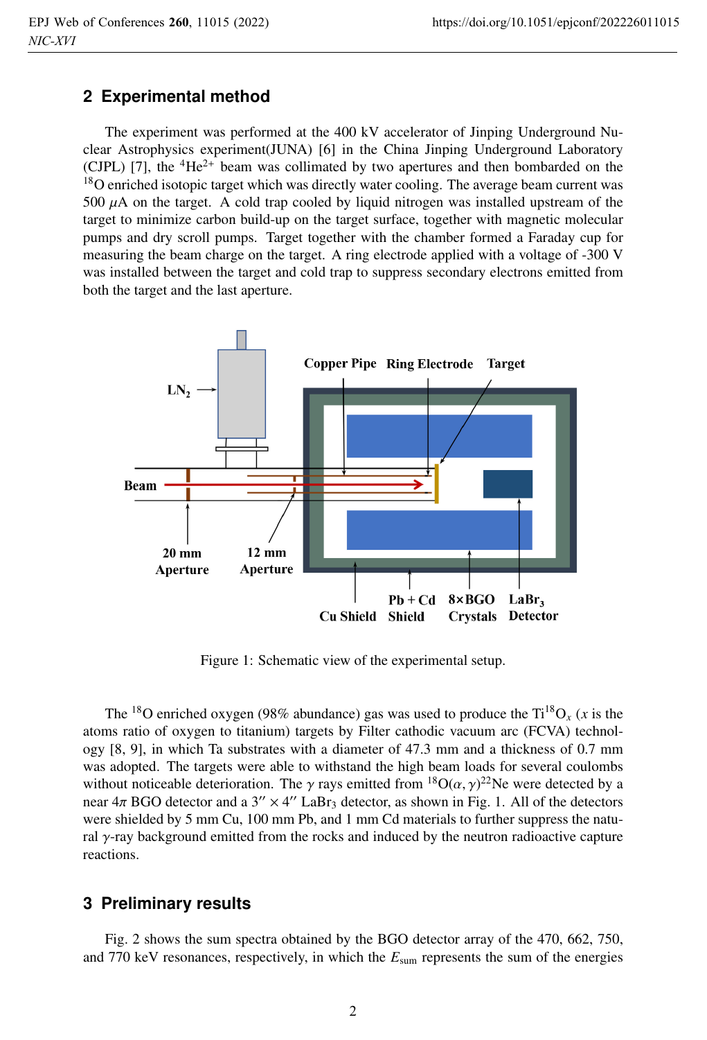## 2 Experimental method

The experiment was performed at the 400 kV accelerator of Jinping Underground Nuclear Astrophysics experiment(JUNA) [6] in the China Jinping Underground Laboratory (CJPL) [7], the $^{4}He^{2+}$ beam was collimated by two apertures and then bombarded on the $^{18}O$ enriched isotopic target which was directly water cooling. The average beam current was 500 $\mu$A on the target. A cold trap cooled by liquid nitrogen was installed upstream of the target to minimize carbon build-up on the target surface, together with magnetic molecular pumps and dry scroll pumps. Target together with the chamber formed a Faraday cup for measuring the beam charge on the target. A ring electrode applied with a voltage of -300 V was installed between the target and cold trap to suppress secondary electrons emitted from both the target and the last aperture.

Figure 1: Schematic view of the experimental setup.

The $^{18}O$ enriched oxygen (98% abundance) gas was used to produce the $Ti^{18}O_x$ ($x$ is the atoms ratio of oxygen to titanium) targets by Filter cathodic vacuum arc (FCVA) technology [8, 9], in which Ta substrates with a diameter of 47.3 mm and a thickness of 0.7 mm was adopted. The targets were able to withstand the high beam loads for several coulombs without noticeable deterioration. The $\gamma$ rays emitted from $^{18}O(\alpha,\gamma)^{22}Ne$ were detected by a near 4$\pi$ BGO detector and a 3″ × 4″ $LaBr_3$ detector, as shown in Fig. 1. All of the detectors were shielded by 5 mm Cu, 100 mm Pb, and 1 mm Cd materials to further suppress the natural $\gamma$-ray background emitted from the rocks and induced by the neutron radioactive capture reactions.

## 3 Preliminary results

Fig. 2 shows the sum spectra obtained by the BGO detector array of the 470, 662, 750, and 770 keV resonances, respectively, in which the $E_{\text{sum}}$ represents the sum of the energies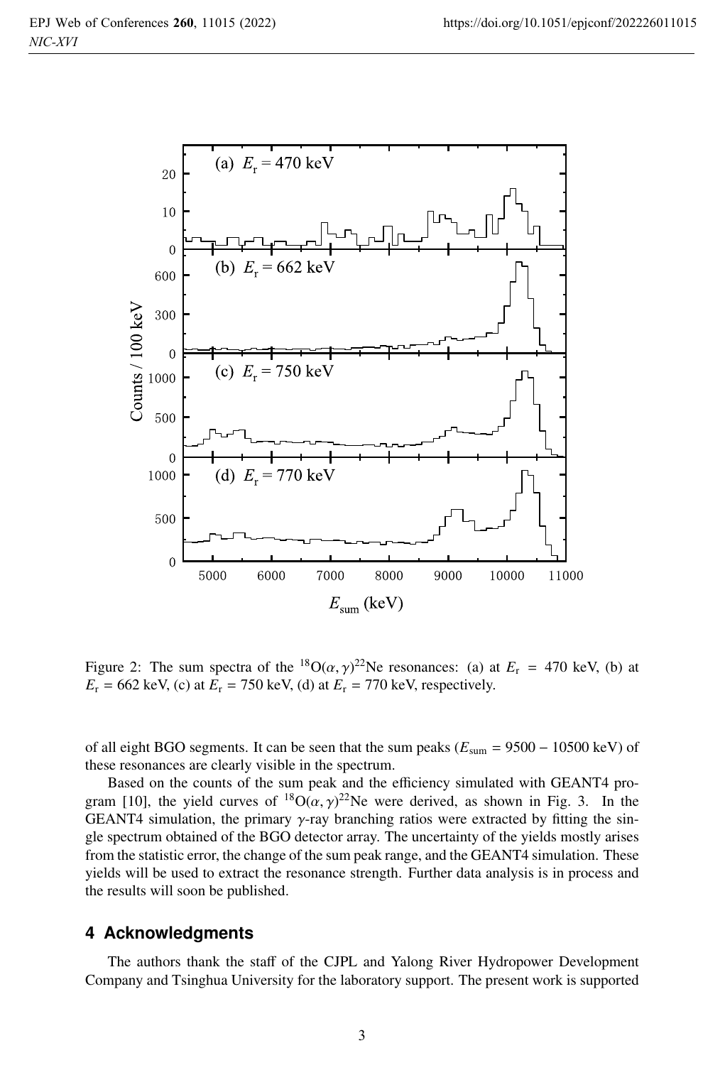Figure 2: The sum spectra of the $^{18}O(\alpha, \gamma)^{22}Ne$ resonances: (a) at $E_r$ = 470 keV, (b) at $E_r$ = 662 keV, (c) at $E_r$ = 750 keV, (d) at $E_r$ = 770 keV, respectively.

of all eight BGO segments. It can be seen that the sum peaks ($E_{sum}$ = 9500 − 10500 keV) of these resonances are clearly visible in the spectrum.

Based on the counts of the sum peak and the efficiency simulated with GEANT4 program [10], the yield curves of $^{18}O(\alpha, \gamma)^{22}Ne$ were derived, as shown in Fig. 3. In the GEANT4 simulation, the primary $\gamma$-ray branching ratios were extracted by fitting the single spectrum obtained of the BGO detector array. The uncertainty of the yields mostly arises from the statistic error, the change of the sum peak range, and the GEANT4 simulation. These yields will be used to extract the resonance strength. Further data analysis is in process and the results will soon be published.

## 4 Acknowledgments

The authors thank the staff of the CJPL and Yalong River Hydropower Development Company and Tsinghua University for the laboratory support. The present work is supported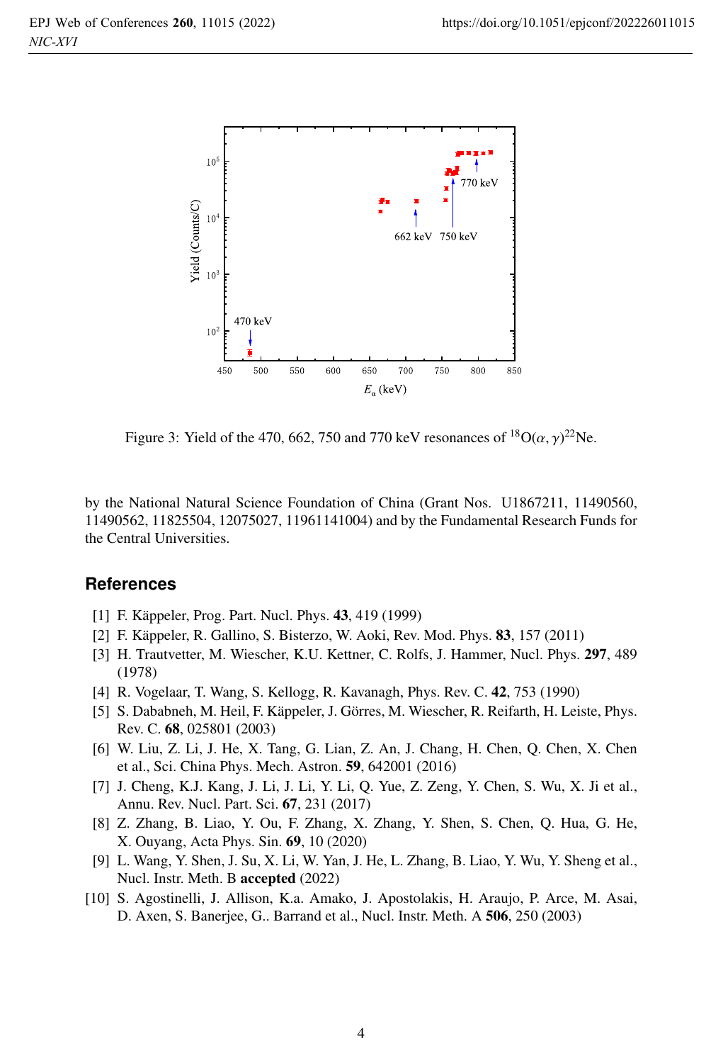470 keV

662 keV

750 keV

770 keV

Yield (Counts/C)

$10^2$

$10^3$

$10^4$

$10^5$

450 500 550 600 650 700 750 800 850

$E_\alpha$ (keV)

Figure 3: Yield of the 470, 662, 750 and 770 keV resonances of $^{18}O(\alpha, \gamma)^{22}Ne$.

by the National Natural Science Foundation of China (Grant Nos. U1867211, 11490560, 11490562, 11825504, 12075027, 11961141004) and by the Fundamental Research Funds for the Central Universities.

## References

[1] F. Käppeler, Prog. Part. Nucl. Phys. **43**, 419 (1999)

[2] F. Käppeler, R. Gallino, S. Bisterzo, W. Aoki, Rev. Mod. Phys. **83**, 157 (2011)

[3] H. Trautvetter, M. Wiescher, K.U. Kettner, C. Rolfs, J. Hammer, Nucl. Phys. **297**, 489 (1978)

[4] R. Vogelaar, T. Wang, S. Kellogg, R. Kavanagh, Phys. Rev. C. **42**, 753 (1990)

[5] S. Dababneh, M. Heil, F. Käppeler, J. Görres, M. Wiescher, R. Reifarth, H. Leiste, Phys. Rev. C. **68**, 025801 (2003)

[6] W. Liu, Z. Li, J. He, X. Tang, G. Lian, Z. An, J. Chang, H. Chen, Q. Chen, X. Chen et al., Sci. China Phys. Mech. Astron. **59**, 642001 (2016)

[7] J. Cheng, K.J. Kang, J. Li, J. Li, Y. Li, Q. Yue, Z. Zeng, Y. Chen, S. Wu, X. Ji et al., Annu. Rev. Nucl. Part. Sci. **67**, 231 (2017)

[8] Z. Zhang, B. Liao, Y. Ou, F. Zhang, X. Zhang, Y. Shen, S. Chen, Q. Hua, G. He, X. Ouyang, Acta Phys. Sin. **69**, 10 (2020)

[9] L. Wang, Y. Shen, J. Su, X. Li, W. Yan, J. He, L. Zhang, B. Liao, Y. Wu, Y. Sheng et al., Nucl. Instr. Meth. B **accepted** (2022)

[10] S. Agostinelli, J. Allison, K.a. Amako, J. Apostolakis, H. Araujo, P. Arce, M. Asai, D. Axen, S. Banerjee, G.. Barrand et al., Nucl. Instr. Meth. A **506**, 250 (2003)